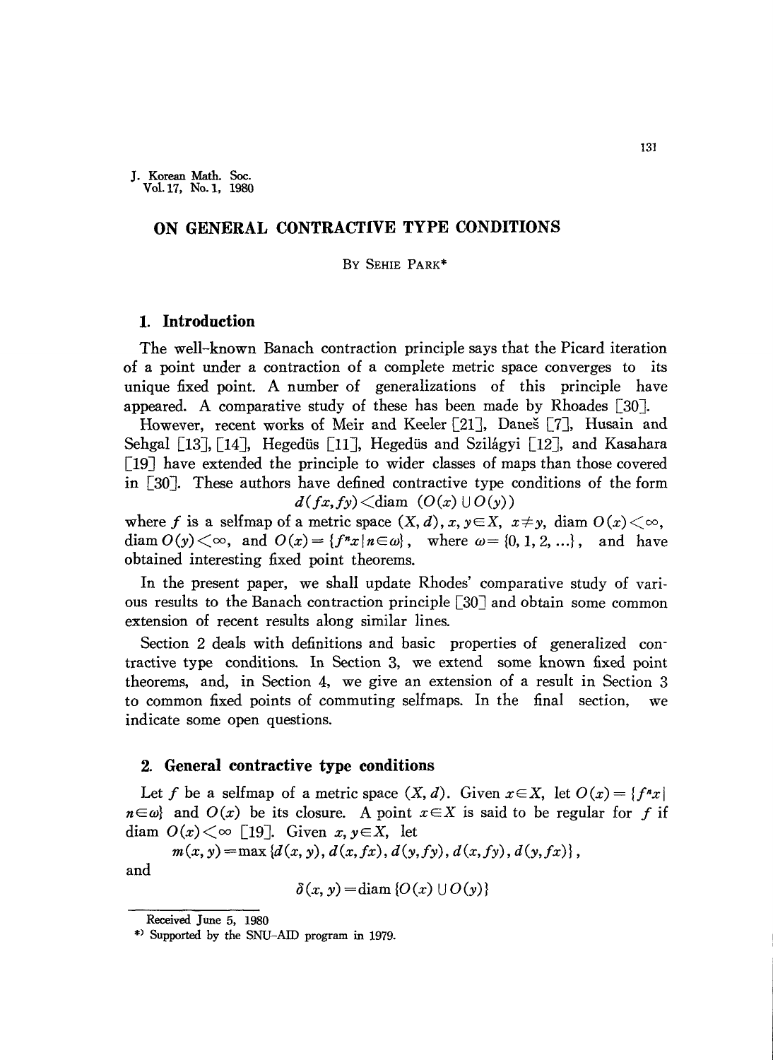J. Korean Math. Soc.
Vol. 17, No. 1, 1980

# ON GENERAL CONTRACTIVE TYPE CONDITIONS

By Sehie Park*

## 1. Introduction

The well-known Banach contraction principle says that the Picard iteration of a point under a contraction of a complete metric space converges to its unique fixed point. A number of generalizations of this principle have appeared. A comparative study of these has been made by Rhoades [30].

However, recent works of Meir and Keeler [21], Daneš [7], Husain and Sehgal [13], [14], Hegedüs [11], Hegedüs and Szilágyi [12], and Kasahara [19] have extended the principle to wider classes of maps than those covered in [30]. These authors have defined contractive type conditions of the form

$$d(fx, fy) < \text{diam } (O(x) \cup O(y))$$

where $f$ is a selfmap of a metric space $(X, d)$, $x, y \in X$, $x \neq y$, diam $O(x) < \infty$, diam $O(y) < \infty$, and $O(x) = \{f^n x \mid n \in \omega\}$, where $\omega = \{0, 1, 2, \ldots\}$, and have obtained interesting fixed point theorems.

In the present paper, we shall update Rhodes' comparative study of various results to the Banach contraction principle [30] and obtain some common extension of recent results along similar lines.

Section 2 deals with definitions and basic properties of generalized contractive type conditions. In Section 3, we extend some known fixed point theorems, and, in Section 4, we give an extension of a result in Section 3 to common fixed points of commuting selfmaps. In the final section, we indicate some open questions.

## 2. General contractive type conditions

Let $f$ be a selfmap of a metric space $(X, d)$. Given $x \in X$, let $O(x) = \{f^n x \mid n \in \omega\}$ and $O(x)$ be its closure. A point $x \in X$ is said to be regular for $f$ if diam $O(x) < \infty$ [19]. Given $x, y \in X$, let

$$m(x, y) = \max \{d(x, y), d(x, fx), d(y, fy), d(x, fy), d(y, fx)\},$$

and

$$\delta(x, y) = \text{diam } \{O(x) \cup O(y)\}$$

Received June 5, 1980

*) Supported by the SNU-AID program in 1979.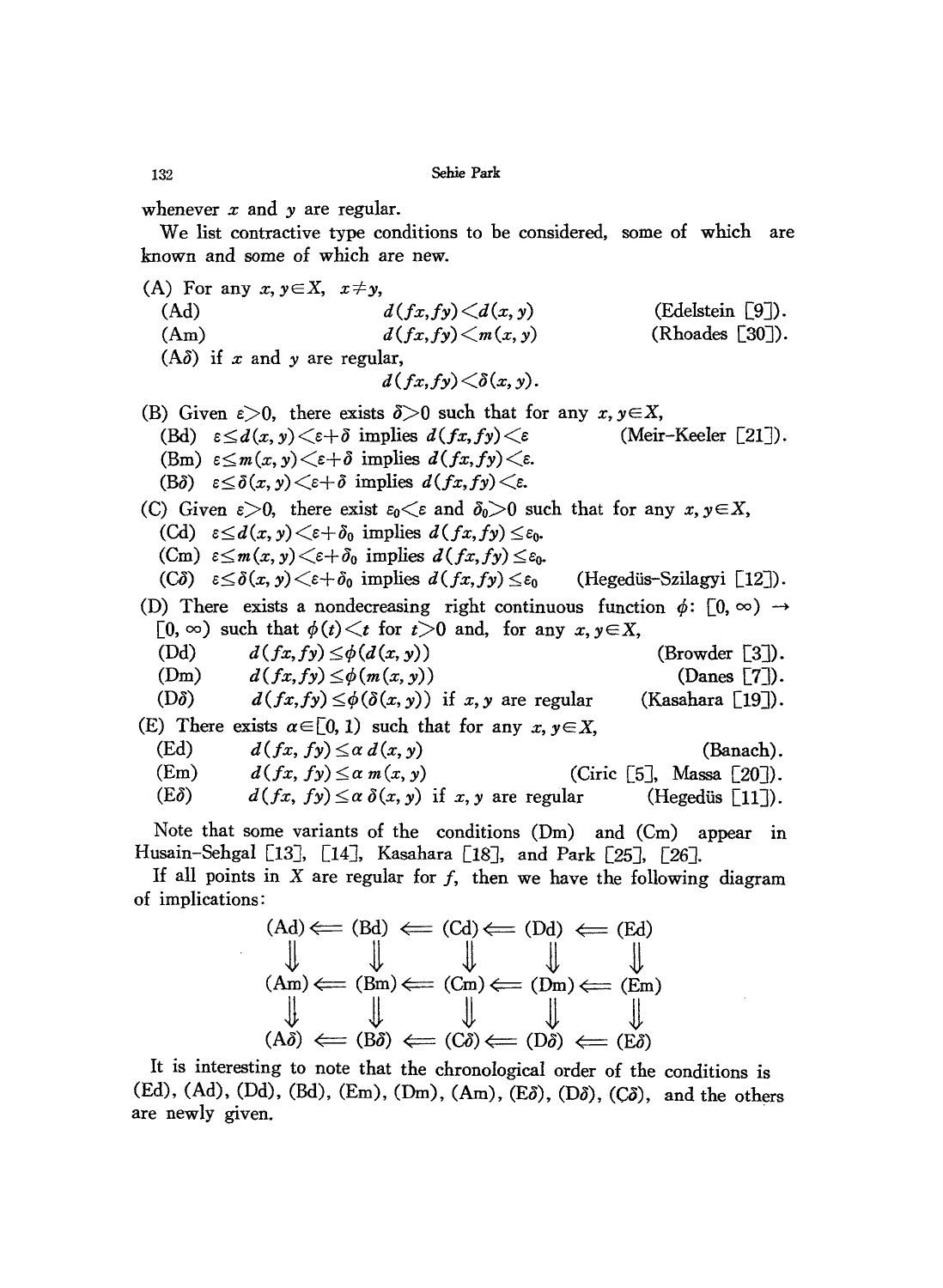whenever $x$ and $y$ are regular.

We list contractive type conditions to be considered, some of which are known and some of which are new.

(A) For any $x, y \in X$, $x \neq y$,

(Ad) $\quad d(fx,fy) < d(x,y) \quad$ (Edelstein [9]).

(Am) $\quad d(fx,fy) < m(x,y) \quad$ (Rhoades [30]).

(A$\delta$) if $x$ and $y$ are regular,

$$d(fx,fy) < \delta(x,y).$$

(B) Given $\varepsilon > 0$, there exists $\delta > 0$ such that for any $x, y \in X$,

(Bd) $\varepsilon \leq d(x,y) < \varepsilon + \delta$ implies $d(fx,fy) < \varepsilon \quad$ (Meir-Keeler [21]).

(Bm) $\varepsilon \leq m(x,y) < \varepsilon + \delta$ implies $d(fx,fy) < \varepsilon$.

(B$\delta$) $\varepsilon \leq \delta(x,y) < \varepsilon + \delta$ implies $d(fx,fy) < \varepsilon$.

(C) Given $\varepsilon > 0$, there exist $\varepsilon_0 < \varepsilon$ and $\delta_0 > 0$ such that for any $x, y \in X$,

(Cd) $\varepsilon \leq d(x,y) < \varepsilon + \delta_0$ implies $d(fx,fy) \leq \varepsilon_0$.

(Cm) $\varepsilon \leq m(x,y) < \varepsilon + \delta_0$ implies $d(fx,fy) \leq \varepsilon_0$.

(C$\delta$) $\varepsilon \leq \delta(x,y) < \varepsilon + \delta_0$ implies $d(fx,fy) \leq \varepsilon_0 \quad$ (Hegedüs-Szilagyi [12]).

(D) There exists a nondecreasing right continuous function $\phi: [0, \infty) \to [0, \infty)$ such that $\phi(t) < t$ for $t > 0$ and, for any $x, y \in X$,

(Dd) $\quad d(fx,fy) \leq \phi(d(x,y)) \quad$ (Browder [3]).

(Dm) $\quad d(fx,fy) \leq \phi(m(x,y)) \quad$ (Danes [7]).

(D$\delta$) $\quad d(fx,fy) \leq \phi(\delta(x,y))$ if $x, y$ are regular $\quad$ (Kasahara [19]).

(E) There exists $\alpha \in [0, 1)$ such that for any $x, y \in X$,

(Ed) $\quad d(fx, fy) \leq \alpha\, d(x,y) \quad$ (Banach).

(Em) $\quad d(fx, fy) \leq \alpha\, m(x,y) \quad$ (Ciric [5], Massa [20]).

(E$\delta$) $\quad d(fx, fy) \leq \alpha\, \delta(x,y)$ if $x, y$ are regular $\quad$ (Hegedüs [11]).

Note that some variants of the conditions (Dm) and (Cm) appear in Husain-Sehgal [13], [14], Kasahara [18], and Park [25], [26].

If all points in $X$ are regular for $f$, then we have the following diagram of implications:

$$\begin{array}{ccccccccc}
(\mathrm{Ad}) & \Longleftarrow & (\mathrm{Bd}) & \Longleftarrow & (\mathrm{Cd}) & \Longleftarrow & (\mathrm{Dd}) & \Longleftarrow & (\mathrm{Ed}) \\
\Downarrow & & \Downarrow & & \Downarrow & & \Downarrow & & \Downarrow \\
(\mathrm{Am}) & \Longleftarrow & (\mathrm{Bm}) & \Longleftarrow & (\mathrm{Cm}) & \Longleftarrow & (\mathrm{Dm}) & \Longleftarrow & (\mathrm{Em}) \\
\Downarrow & & \Downarrow & & \Downarrow & & \Downarrow & & \Downarrow \\
(\mathrm{A}\delta) & \Longleftarrow & (\mathrm{B}\delta) & \Longleftarrow & (\mathrm{C}\delta) & \Longleftarrow & (\mathrm{D}\delta) & \Longleftarrow & (\mathrm{E}\delta)
\end{array}$$

It is interesting to note that the chronological order of the conditions is (Ed), (Ad), (Dd), (Bd), (Em), (Dm), (Am), (E$\delta$), (D$\delta$), (C$\delta$), and the others are newly given.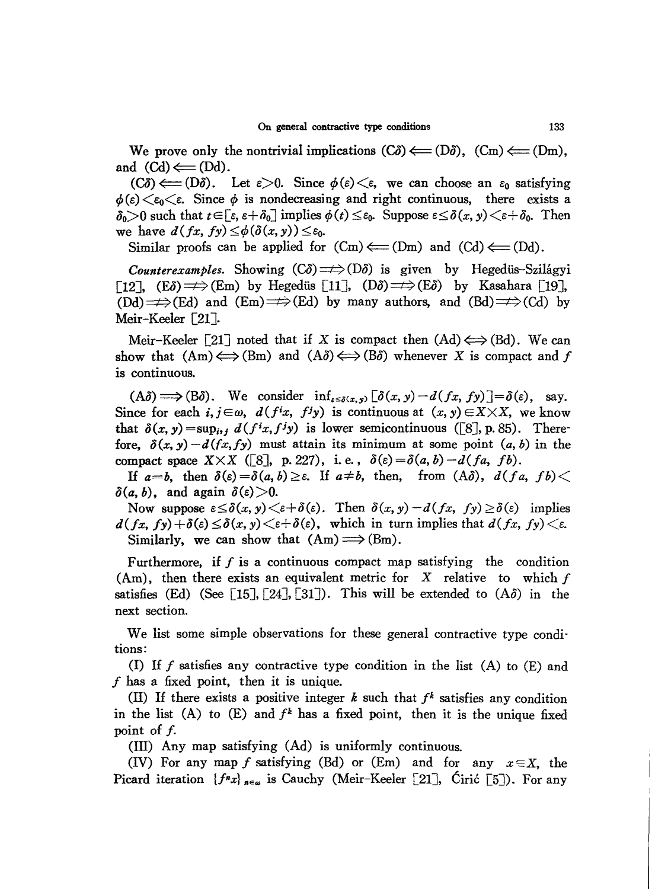We prove only the nontrivial implications $(C\delta) \Longleftarrow (D\delta)$, $(Cm) \Longleftarrow (Dm)$, and $(Cd) \Longleftarrow (Dd)$.

$(C\delta) \Longleftarrow (D\delta)$. Let $\varepsilon > 0$. Since $\phi(\varepsilon) < \varepsilon$, we can choose an $\varepsilon_0$ satisfying $\phi(\varepsilon) < \varepsilon_0 < \varepsilon$. Since $\phi$ is nondecreasing and right continuous, there exists a $\delta_0 > 0$ such that $t \in [\varepsilon, \varepsilon + \delta_0]$ implies $\phi(t) \leq \varepsilon_0$. Suppose $\varepsilon \leq \delta(x, y) < \varepsilon + \delta_0$. Then we have $d(fx, fy) \leq \phi(\delta(x, y)) \leq \varepsilon_0$.

Similar proofs can be applied for $(Cm) \Longleftarrow (Dm)$ and $(Cd) \Longleftarrow (Dd)$.

*Counterexamples.* Showing $(C\delta) \not\Longrightarrow (D\delta)$ is given by Hegedüs-Szilágyi [12], $(E\delta) \not\Longrightarrow (Em)$ by Hegedüs [11], $(D\delta) \not\Longrightarrow (E\delta)$ by Kasahara [19], $(Dd) \not\Longrightarrow (Ed)$ and $(Em) \not\Longrightarrow (Ed)$ by many authors, and $(Bd) \not\Longrightarrow (Cd)$ by Meir-Keeler [21].

Meir-Keeler [21] noted that if $X$ is compact then $(Ad) \Longleftrightarrow (Bd)$. We can show that $(Am) \Longleftrightarrow (Bm)$ and $(A\delta) \Longleftrightarrow (B\delta)$ whenever $X$ is compact and $f$ is continuous.

$(A\delta) \Longrightarrow (B\delta)$. We consider $\inf_{\varepsilon \leq \delta(x,y)} [\delta(x, y) - d(fx, fy)] = \delta(\varepsilon)$, say. Since for each $i, j \in \omega$, $d(f^i x, f^j y)$ is continuous at $(x, y) \in X \times X$, we know that $\delta(x, y) = \sup_{i,j} d(f^i x, f^j y)$ is lower semicontinuous ([8], p. 85). Therefore, $\delta(x, y) - d(fx, fy)$ must attain its minimum at some point $(a, b)$ in the compact space $X \times X$ ([8], p. 227), i. e., $\delta(\varepsilon) = \delta(a, b) - d(fa, fb)$.

If $a = b$, then $\delta(\varepsilon) = \delta(a, b) \geq \varepsilon$. If $a \neq b$, then, from $(A\delta)$, $d(fa, fb) < \delta(a, b)$, and again $\delta(\varepsilon) > 0$.

Now suppose $\varepsilon \leq \delta(x, y) < \varepsilon + \delta(\varepsilon)$. Then $\delta(x, y) - d(fx, fy) \geq \delta(\varepsilon)$ implies $d(fx, fy) + \delta(\varepsilon) \leq \delta(x, y) < \varepsilon + \delta(\varepsilon)$, which in turn implies that $d(fx, fy) < \varepsilon$.

Similarly, we can show that $(Am) \Longrightarrow (Bm)$.

Furthermore, if $f$ is a continuous compact map satisfying the condition $(Am)$, then there exists an equivalent metric for $X$ relative to which $f$ satisfies $(Ed)$ (See [15], [24], [31]). This will be extended to $(A\delta)$ in the next section.

We list some simple observations for these general contractive type conditions:

(I) If $f$ satisfies any contractive type condition in the list (A) to (E) and $f$ has a fixed point, then it is unique.

(II) If there exists a positive integer $k$ such that $f^k$ satisfies any condition in the list (A) to (E) and $f^k$ has a fixed point, then it is the unique fixed point of $f$.

(III) Any map satisfying $(Ad)$ is uniformly continuous.

(IV) For any map $f$ satisfying $(Bd)$ or $(Em)$ and for any $x \in X$, the Picard iteration $\{f^n x\}_{n \in \omega}$ is Cauchy (Meir-Keeler [21], Ćirić [5]). For any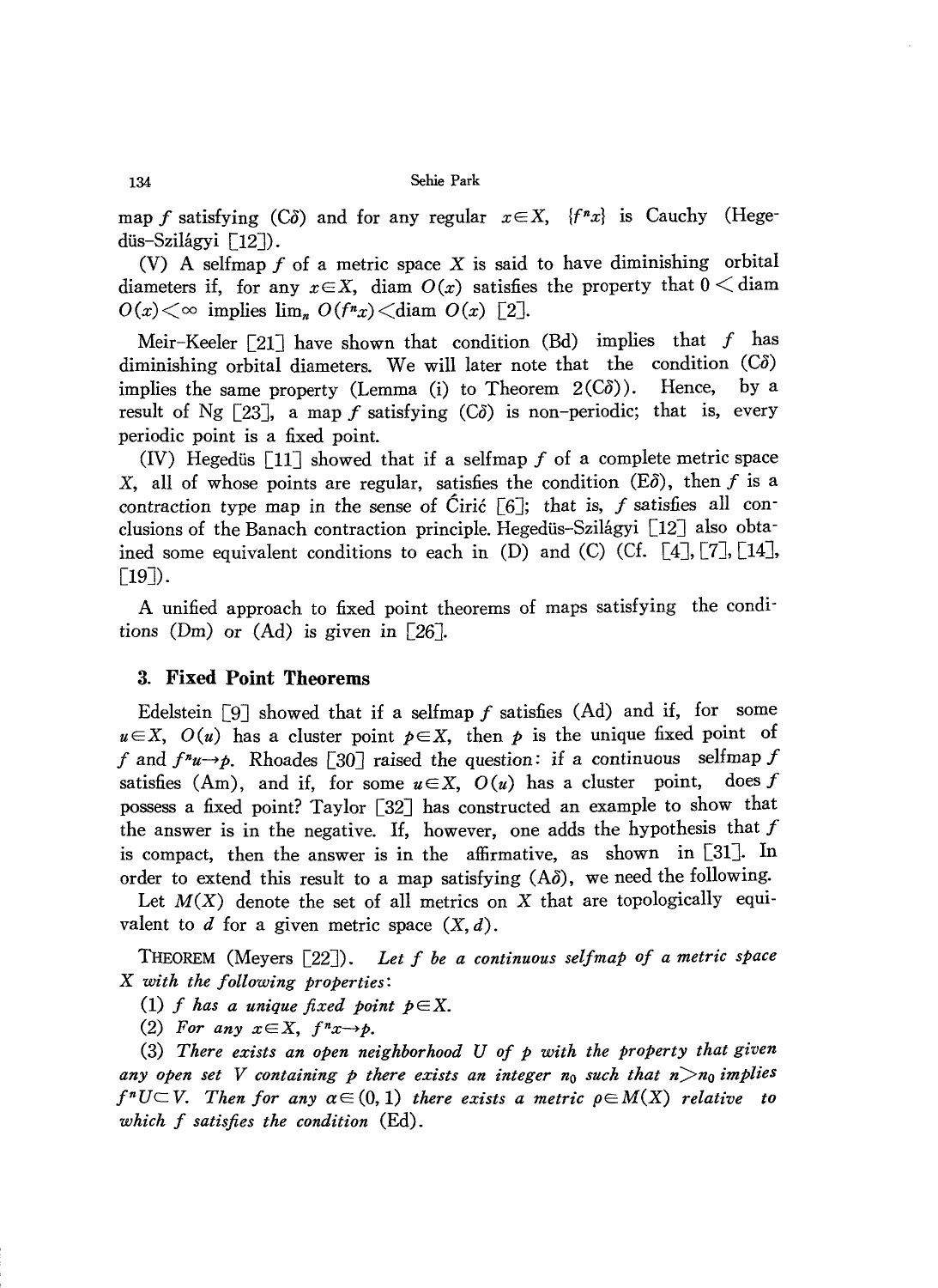map $f$ satisfying ($C\delta$) and for any regular $x \in X$, $\{f^n x\}$ is Cauchy (Hegedüs–Szilágyi [12]).

(V) A selfmap $f$ of a metric space $X$ is said to have diminishing orbital diameters if, for any $x \in X$, diam $O(x)$ satisfies the property that $0 <$ diam $O(x) < \infty$ implies $\lim_n O(f^n x) <$ diam $O(x)$ [2].

Meir–Keeler [21] have shown that condition (Bd) implies that $f$ has diminishing orbital diameters. We will later note that the condition ($C\delta$) implies the same property (Lemma (i) to Theorem 2($C\delta$)). Hence, by a result of Ng [23], a map $f$ satisfying ($C\delta$) is non-periodic; that is, every periodic point is a fixed point.

(IV) Hegedüs [11] showed that if a selfmap $f$ of a complete metric space $X$, all of whose points are regular, satisfies the condition ($E\delta$), then $f$ is a contraction type map in the sense of Ćirić [6]; that is, $f$ satisfies all conclusions of the Banach contraction principle. Hegedüs–Szilágyi [12] also obtained some equivalent conditions to each in (D) and (C) (Cf. [4], [7], [14], [19]).

A unified approach to fixed point theorems of maps satisfying the conditions (Dm) or (Ad) is given in [26].

## 3. Fixed Point Theorems

Edelstein [9] showed that if a selfmap $f$ satisfies (Ad) and if, for some $u \in X$, $O(u)$ has a cluster point $p \in X$, then $p$ is the unique fixed point of $f$ and $f^n u \to p$. Rhoades [30] raised the question: if a continuous selfmap $f$ satisfies (Am), and if, for some $u \in X$, $O(u)$ has a cluster point, does $f$ possess a fixed point? Taylor [32] has constructed an example to show that the answer is in the negative. If, however, one adds the hypothesis that $f$ is compact, then the answer is in the affirmative, as shown in [31]. In order to extend this result to a map satisfying ($A\delta$), we need the following.

Let $M(X)$ denote the set of all metrics on $X$ that are topologically equivalent to $d$ for a given metric space $(X, d)$.

THEOREM (Meyers [22]). *Let $f$ be a continuous selfmap of a metric space $X$ with the following properties:*

*(1) $f$ has a unique fixed point $p \in X$.*

*(2) For any $x \in X$, $f^n x \to p$.*

*(3) There exists an open neighborhood $U$ of $p$ with the property that given any open set $V$ containing $p$ there exists an integer $n_0$ such that $n > n_0$ implies $f^n U \subset V$. Then for any $\alpha \in (0, 1)$ there exists a metric $\rho \in M(X)$ relative to which $f$ satisfies the condition* (Ed).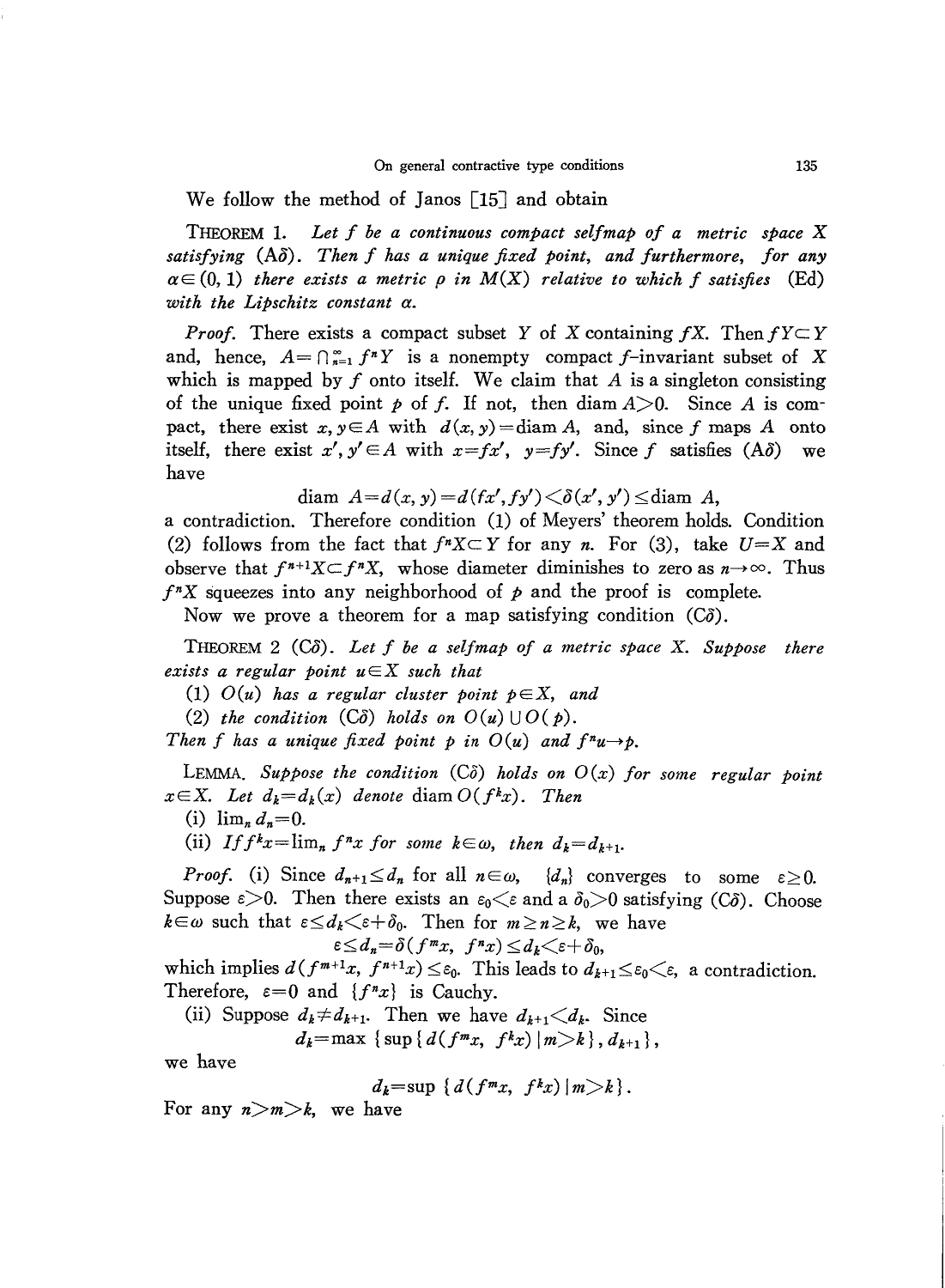We follow the method of Janos [15] and obtain

THEOREM 1. *Let $f$ be a continuous compact selfmap of a metric space $X$ satisfying* (A$\delta$). *Then $f$ has a unique fixed point, and furthermore, for any $\alpha \in (0, 1)$ there exists a metric $\rho$ in $M(X)$ relative to which $f$ satisfies* (Ed) *with the Lipschitz constant $\alpha$.*

*Proof.* There exists a compact subset $Y$ of $X$ containing $fX$. Then $fY \subset Y$ and, hence, $A = \bigcap_{n=1}^{\infty} f^n Y$ is a nonempty compact $f$-invariant subset of $X$ which is mapped by $f$ onto itself. We claim that $A$ is a singleton consisting of the unique fixed point $p$ of $f$. If not, then $\operatorname{diam} A > 0$. Since $A$ is compact, there exist $x, y \in A$ with $d(x, y) = \operatorname{diam} A$, and, since $f$ maps $A$ onto itself, there exist $x', y' \in A$ with $x = fx'$, $y = fy'$. Since $f$ satisfies (A$\delta$) we have

$$\operatorname{diam} A = d(x, y) = d(fx', fy') < \delta(x', y') \leq \operatorname{diam} A,$$

a contradiction. Therefore condition (1) of Meyers' theorem holds. Condition (2) follows from the fact that $f^n X \subset Y$ for any $n$. For (3), take $U = X$ and observe that $f^{n+1}X \subset f^n X$, whose diameter diminishes to zero as $n \to \infty$. Thus $f^n X$ squeezes into any neighborhood of $p$ and the proof is complete.

Now we prove a theorem for a map satisfying condition (C$\delta$).

THEOREM 2 (C$\delta$). *Let $f$ be a selfmap of a metric space $X$. Suppose there exists a regular point $u \in X$ such that*

(1) *$O(u)$ has a regular cluster point $p \in X$, and*

(2) *the condition* (C$\delta$) *holds on $O(u) \cup O(p)$.*

*Then $f$ has a unique fixed point $p$ in $O(u)$ and $f^n u \to p$.*

LEMMA. *Suppose the condition* (C$\delta$) *holds on $O(x)$ for some regular point $x \in X$. Let $d_k = d_k(x)$ denote $\operatorname{diam} O(f^k x)$. Then*

(i) $\lim_n d_n = 0$.

(ii) *If $f^k x = \lim_n f^n x$ for some $k \in \omega$, then $d_k = d_{k+1}$.*

*Proof.* (i) Since $d_{n+1} \leq d_n$ for all $n \in \omega$, $\{d_n\}$ converges to some $\varepsilon \geq 0$. Suppose $\varepsilon > 0$. Then there exists an $\varepsilon_0 < \varepsilon$ and a $\delta_0 > 0$ satisfying (C$\delta$). Choose $k \in \omega$ such that $\varepsilon \leq d_k < \varepsilon + \delta_0$. Then for $m \geq n \geq k$, we have

$$\varepsilon \leq d_n = \delta(f^m x, f^n x) \leq d_k < \varepsilon + \delta_0,$$

which implies $d(f^{m+1}x, f^{n+1}x) \leq \varepsilon_0$. This leads to $d_{k+1} \leq \varepsilon_0 < \varepsilon$, a contradiction. Therefore, $\varepsilon = 0$ and $\{f^n x\}$ is Cauchy.

(ii) Suppose $d_k \neq d_{k+1}$. Then we have $d_{k+1} < d_k$. Since

$$d_k = \max \{ \sup \{ d(f^m x, f^k x) \mid m > k \}, d_{k+1} \},$$

we have

$$d_k = \sup \{ d(f^m x, f^k x) \mid m > k \}.$$

For any $n > m > k$, we have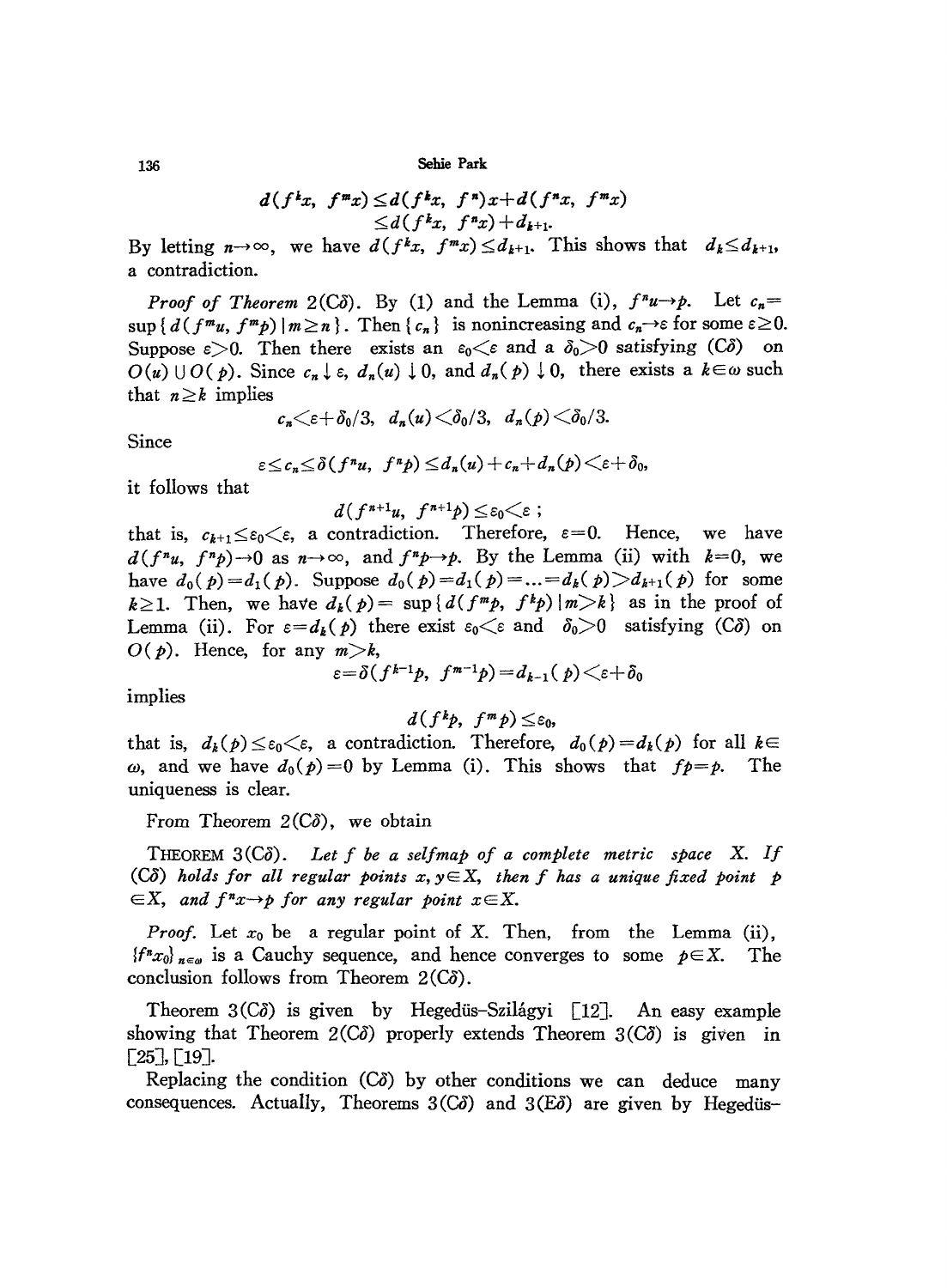$$d(f^k x, f^m x) \le d(f^k x, f^n)x + d(f^n x, f^m x)$$
$$\le d(f^k x, f^n x) + d_{k+1}.$$

By letting $n \to \infty$, we have $d(f^k x, f^m x) \le d_{k+1}$. This shows that $d_k \le d_{k+1}$, a contradiction.

*Proof of Theorem* 2(C$\delta$). By (1) and the Lemma (i), $f^n u \to p$. Let $c_n = \sup\{d(f^m u, f^m p) \mid m \ge n\}$. Then $\{c_n\}$ is nonincreasing and $c_n \to \varepsilon$ for some $\varepsilon \ge 0$. Suppose $\varepsilon > 0$. Then there exists an $\varepsilon_0 < \varepsilon$ and a $\delta_0 > 0$ satisfying (C$\delta$) on $O(u) \cup O(p)$. Since $c_n \downarrow \varepsilon$, $d_n(u) \downarrow 0$, and $d_n(p) \downarrow 0$, there exists a $k \in \omega$ such that $n \ge k$ implies

$$c_n < \varepsilon + \delta_0/3, \quad d_n(u) < \delta_0/3, \quad d_n(p) < \delta_0/3.$$

Since

$$\varepsilon \le c_n \le \delta(f^n u, f^n p) \le d_n(u) + c_n + d_n(p) < \varepsilon + \delta_0,$$

it follows that

$$d(f^{n+1}u, f^{n+1}p) \le \varepsilon_0 < \varepsilon;$$

that is, $c_{k+1} \le \varepsilon_0 < \varepsilon$, a contradiction. Therefore, $\varepsilon = 0$. Hence, we have $d(f^n u, f^n p) \to 0$ as $n \to \infty$, and $f^n p \to p$. By the Lemma (ii) with $k = 0$, we have $d_0(p) = d_1(p)$. Suppose $d_0(p) = d_1(p) = \ldots = d_k(p) > d_{k+1}(p)$ for some $k \ge 1$. Then, we have $d_k(p) = \sup\{d(f^m p, f^k p) \mid m > k\}$ as in the proof of Lemma (ii). For $\varepsilon = d_k(p)$ there exist $\varepsilon_0 < \varepsilon$ and $\delta_0 > 0$ satisfying (C$\delta$) on $O(p)$. Hence, for any $m > k$,

$$\varepsilon = \delta(f^{k-1}p, f^{m-1}p) = d_{k-1}(p) < \varepsilon + \delta_0$$

implies

$$d(f^k p, f^m p) \le \varepsilon_0,$$

that is, $d_k(p) \le \varepsilon_0 < \varepsilon$, a contradiction. Therefore, $d_0(p) = d_k(p)$ for all $k \in \omega$, and we have $d_0(p) = 0$ by Lemma (i). This shows that $fp = p$. The uniqueness is clear.

From Theorem 2(C$\delta$), we obtain

THEOREM 3(C$\delta$). *Let $f$ be a selfmap of a complete metric space $X$. If (C$\delta$) holds for all regular points $x, y \in X$, then $f$ has a unique fixed point $p \in X$, and $f^n x \to p$ for any regular point $x \in X$.*

*Proof.* Let $x_0$ be a regular point of $X$. Then, from the Lemma (ii), $\{f^n x_0\}_{n \in \omega}$ is a Cauchy sequence, and hence converges to some $p \in X$. The conclusion follows from Theorem 2(C$\delta$).

Theorem 3(C$\delta$) is given by Hegedüs–Szilágyi [12]. An easy example showing that Theorem 2(C$\delta$) properly extends Theorem 3(C$\delta$) is given in [25], [19].

Replacing the condition (C$\delta$) by other conditions we can deduce many consequences. Actually, Theorems 3(C$\delta$) and 3(E$\delta$) are given by Hegedüs–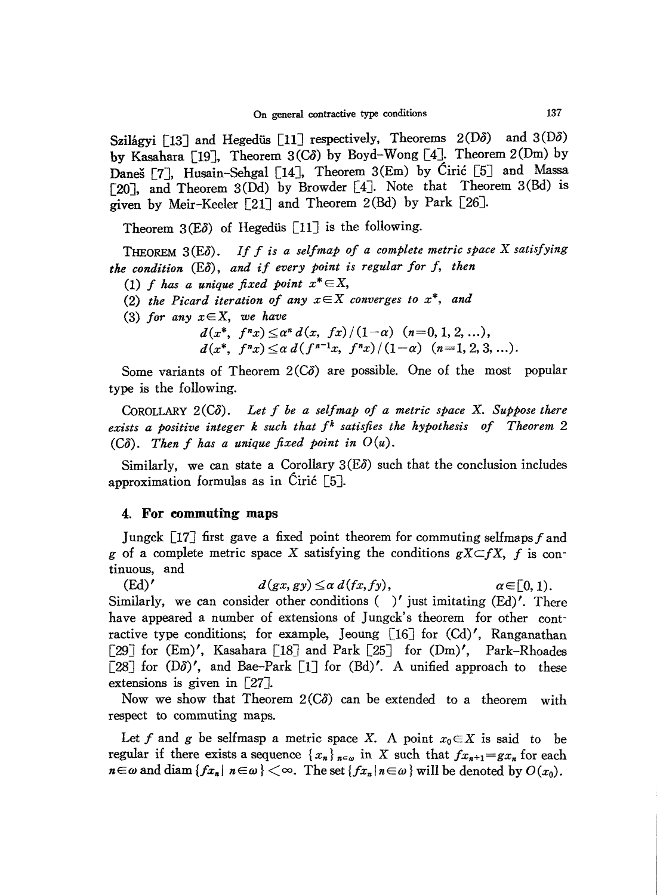Szilágyi [13] and Hegedüs [11] respectively, Theorems 2(D$\delta$) and 3(D$\delta$) by Kasahara [19], Theorem 3(C$\delta$) by Boyd-Wong [4]. Theorem 2(Dm) by Daneš [7], Husain-Sehgal [14], Theorem 3(Em) by Ćirić [5] and Massa [20], and Theorem 3(Dd) by Browder [4]. Note that Theorem 3(Bd) is given by Meir-Keeler [21] and Theorem 2(Bd) by Park [26].

Theorem 3(E$\delta$) of Hegedüs [11] is the following.

THEOREM 3(E$\delta$). *If $f$ is a selfmap of a complete metric space $X$ satisfying the condition* (E$\delta$), *and if every point is regular for $f$, then*

(1) *$f$ has a unique fixed point $x^* \in X$,*

(2) *the Picard iteration of any $x \in X$ converges to $x^*$, and*

(3) *for any $x \in X$, we have*

$$d(x^*, f^n x) \leq \alpha^n d(x, fx)/(1-\alpha) \quad (n=0, 1, 2, \ldots),$$
$$d(x^*, f^n x) \leq \alpha\, d(f^{n-1}x, f^n x)/(1-\alpha) \quad (n=1, 2, 3, \ldots).$$

Some variants of Theorem 2(C$\delta$) are possible. One of the most popular type is the following.

COROLLARY 2(C$\delta$). *Let $f$ be a selfmap of a metric space $X$. Suppose there exists a positive integer $k$ such that $f^k$ satisfies the hypothesis of Theorem 2 (C$\delta$). Then $f$ has a unique fixed point in $O(u)$.*

Similarly, we can state a Corollary 3(E$\delta$) such that the conclusion includes approximation formulas as in Ćirić [5].

## 4. For commuting maps

Jungck [17] first gave a fixed point theorem for commuting selfmaps $f$ and $g$ of a complete metric space $X$ satisfying the conditions $gX \subset fX$, $f$ is continuous, and

$$\text{(Ed)}' \qquad d(gx, gy) \leq \alpha\, d(fx, fy), \qquad \alpha \in [0, 1).$$

Similarly, we can consider other conditions ( )′ just imitating (Ed)′. There have appeared a number of extensions of Jungck's theorem for other contractive type conditions; for example, Jeoung [16] for (Cd)′, Ranganathan [29] for (Em)′, Kasahara [18] and Park [25] for (Dm)′, Park-Rhoades [28] for (D$\delta$)′, and Bae-Park [1] for (Bd)′. A unified approach to these extensions is given in [27].

Now we show that Theorem 2(C$\delta$) can be extended to a theorem with respect to commuting maps.

Let $f$ and $g$ be selfmasp a metric space $X$. A point $x_0 \in X$ is said to be regular if there exists a sequence $\{x_n\}_{n \in \omega}$ in $X$ such that $fx_{n+1} = gx_n$ for each $n \in \omega$ and $\operatorname{diam}\{fx_n \mid n \in \omega\} < \infty$. The set $\{fx_n \mid n \in \omega\}$ will be denoted by $O(x_0)$.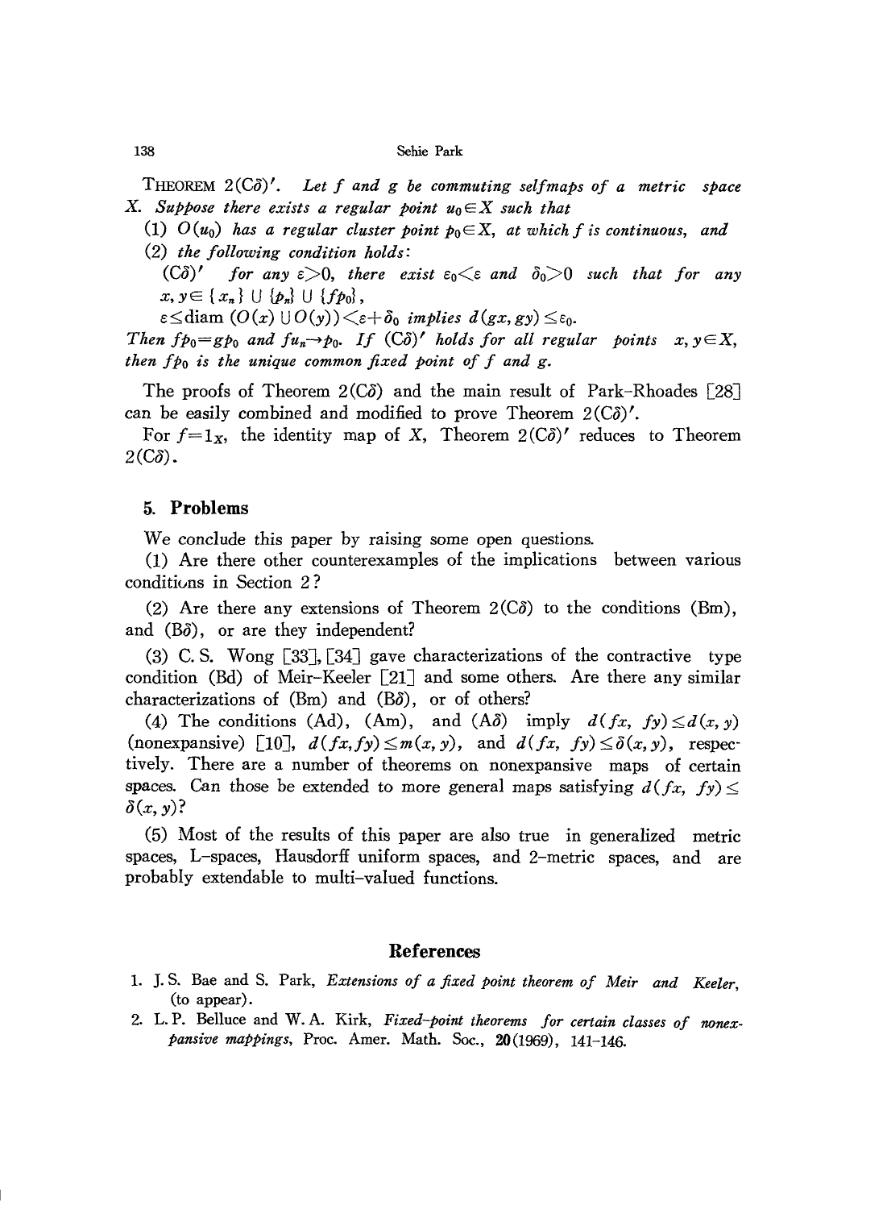**Theorem 2(C$\delta$)$'$.** *Let $f$ and $g$ be commuting selfmaps of a metric space $X$. Suppose there exists a regular point $u_0 \in X$ such that*

*(1) $O(u_0)$ has a regular cluster point $p_0 \in X$, at which $f$ is continuous, and*

*(2) the following condition holds:*

*(C$\delta$)$'$ for any $\varepsilon > 0$, there exist $\varepsilon_0 < \varepsilon$ and $\delta_0 > 0$ such that for any $x, y \in \{x_n\} \cup \{p_n\} \cup \{fp_0\}$,*

*$\varepsilon \leq \text{diam}\,(O(x) \cup O(y)) < \varepsilon + \delta_0$ implies $d(gx, gy) \leq \varepsilon_0$.*

*Then $fp_0 = gp_0$ and $fu_n \to p_0$. If (C$\delta$)$'$ holds for all regular points $x, y \in X$, then $fp_0$ is the unique common fixed point of $f$ and $g$.*

The proofs of Theorem 2(C$\delta$) and the main result of Park-Rhoades [28] can be easily combined and modified to prove Theorem 2(C$\delta$)$'$.

For $f = 1_X$, the identity map of $X$, Theorem 2(C$\delta$)$'$ reduces to Theorem 2(C$\delta$).

## 5. Problems

We conclude this paper by raising some open questions.

(1) Are there other counterexamples of the implications between various conditions in Section 2?

(2) Are there any extensions of Theorem 2(C$\delta$) to the conditions (Bm), and (B$\delta$), or are they independent?

(3) C. S. Wong [33], [34] gave characterizations of the contractive type condition (Bd) of Meir-Keeler [21] and some others. Are there any similar characterizations of (Bm) and (B$\delta$), or of others?

(4) The conditions (Ad), (Am), and (A$\delta$) imply $d(fx, fy) \leq d(x, y)$ (nonexpansive) [10], $d(fx, fy) \leq m(x, y)$, and $d(fx, fy) \leq \delta(x, y)$, respectively. There are a number of theorems on nonexpansive maps of certain spaces. Can those be extended to more general maps satisfying $d(fx, fy) \leq \delta(x, y)$?

(5) Most of the results of this paper are also true in generalized metric spaces, L-spaces, Hausdorff uniform spaces, and 2-metric spaces, and are probably extendable to multi-valued functions.

## References

1. J. S. Bae and S. Park, *Extensions of a fixed point theorem of Meir and Keeler*, (to appear).
2. L. P. Belluce and W. A. Kirk, *Fixed-point theorems for certain classes of nonexpansive mappings*, Proc. Amer. Math. Soc., **20** (1969), 141-146.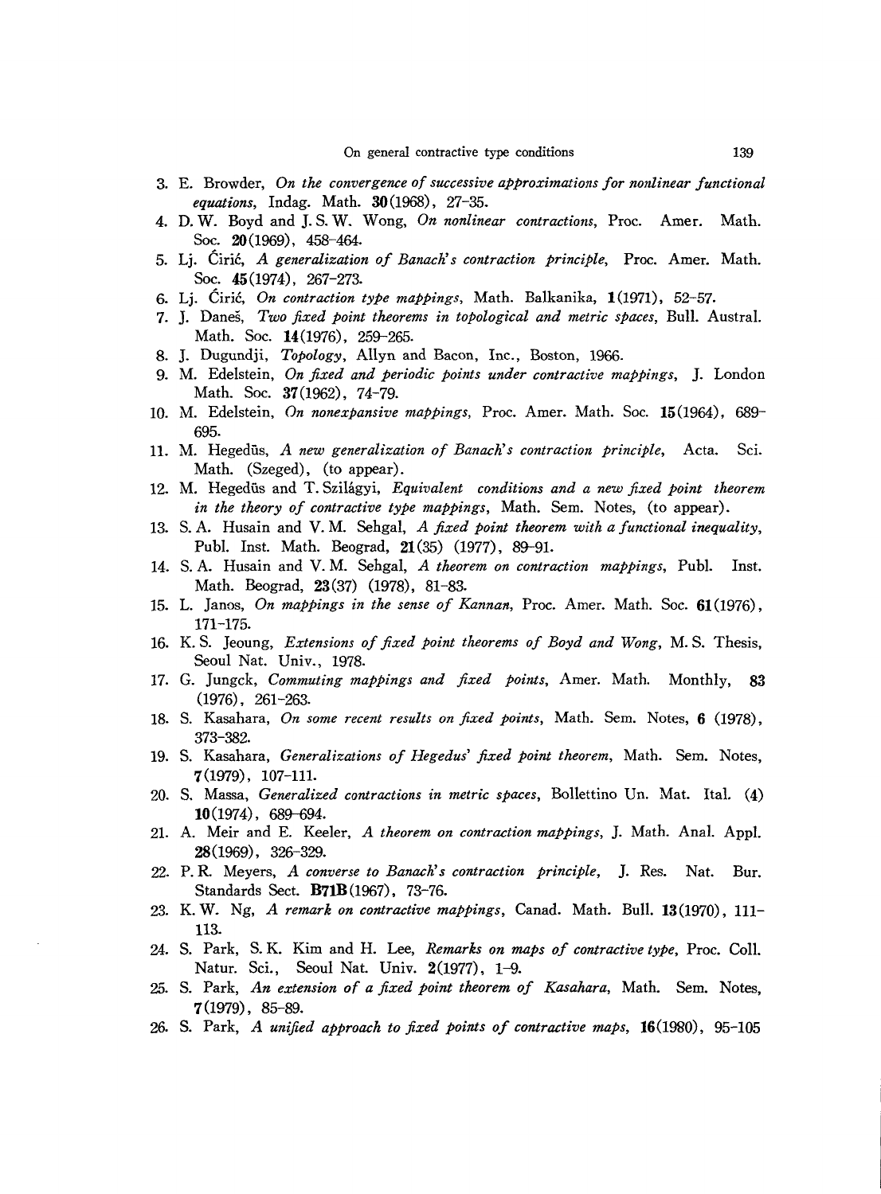3. E. Browder, *On the convergence of successive approximations for nonlinear functional equations*, Indag. Math. **30**(1968), 27–35.
4. D. W. Boyd and J. S. W. Wong, *On nonlinear contractions*, Proc. Amer. Math. Soc. **20**(1969), 458–464.
5. Lj. Ćirić, *A generalization of Banach's contraction principle*, Proc. Amer. Math. Soc. **45**(1974), 267–273.
6. Lj. Ćirić, *On contraction type mappings*, Math. Balkanika, **1**(1971), 52–57.
7. J. Daneš, *Two fixed point theorems in topological and metric spaces*, Bull. Austral. Math. Soc. **14**(1976), 259–265.
8. J. Dugundji, *Topology*, Allyn and Bacon, Inc., Boston, 1966.
9. M. Edelstein, *On fixed and periodic points under contractive mappings*, J. London Math. Soc. **37**(1962), 74–79.
10. M. Edelstein, *On nonexpansive mappings*, Proc. Amer. Math. Soc. **15**(1964), 689–695.
11. M. Hegedüs, *A new generalization of Banach's contraction principle*, Acta. Sci. Math. (Szeged), (to appear).
12. M. Hegedüs and T. Szilágyi, *Equivalent conditions and a new fixed point theorem in the theory of contractive type mappings*, Math. Sem. Notes, (to appear).
13. S. A. Husain and V. M. Sehgal, *A fixed point theorem with a functional inequality*, Publ. Inst. Math. Beograd, **21**(35) (1977), 89–91.
14. S. A. Husain and V. M. Sehgal, *A theorem on contraction mappings*, Publ. Inst. Math. Beograd, **23**(37) (1978), 81–83.
15. L. Janos, *On mappings in the sense of Kannan*, Proc. Amer. Math. Soc. **61**(1976), 171–175.
16. K. S. Jeoung, *Extensions of fixed point theorems of Boyd and Wong*, M. S. Thesis, Seoul Nat. Univ., 1978.
17. G. Jungck, *Commuting mappings and fixed points*, Amer. Math. Monthly, **83** (1976), 261–263.
18. S. Kasahara, *On some recent results on fixed points*, Math. Sem. Notes, **6** (1978), 373–382.
19. S. Kasahara, *Generalizations of Hegedus' fixed point theorem*, Math. Sem. Notes, **7**(1979), 107–111.
20. S. Massa, *Generalized contractions in metric spaces*, Bollettino Un. Mat. Ital. (4) **10**(1974), 689–694.
21. A. Meir and E. Keeler, *A theorem on contraction mappings*, J. Math. Anal. Appl. **28**(1969), 326–329.
22. P. R. Meyers, *A converse to Banach's contraction principle*, J. Res. Nat. Bur. Standards Sect. **B71B**(1967), 73–76.
23. K. W. Ng, *A remark on contractive mappings*, Canad. Math. Bull. **13**(1970), 111–113.
24. S. Park, S. K. Kim and H. Lee, *Remarks on maps of contractive type*, Proc. Coll. Natur. Sci., Seoul Nat. Univ. **2**(1977), 1–9.
25. S. Park, *An extension of a fixed point theorem of Kasahara*, Math. Sem. Notes, **7**(1979), 85–89.
26. S. Park, *A unified approach to fixed points of contractive maps*, **16**(1980), 95–105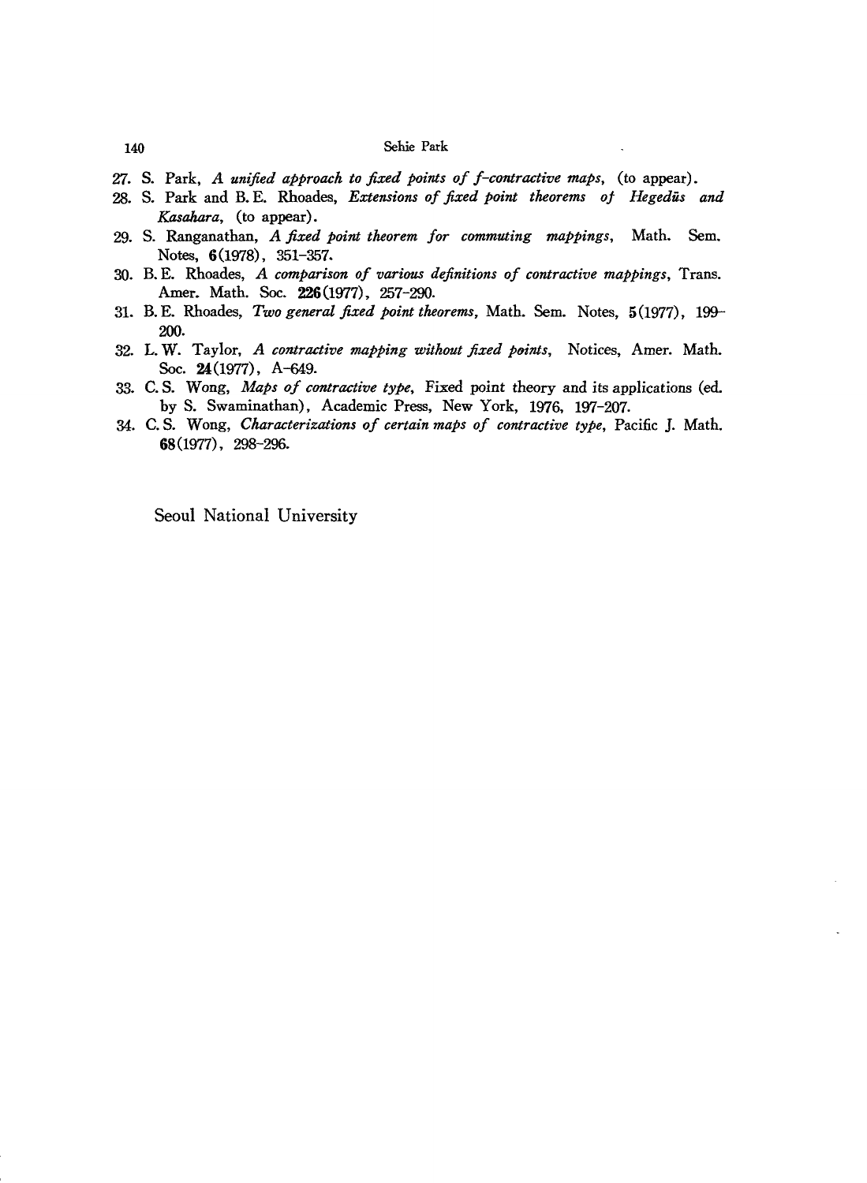27. S. Park, *A unified approach to fixed points of f-contractive maps*, (to appear).
28. S. Park and B. E. Rhoades, *Extensions of fixed point theorems of Hegedüs and Kasahara*, (to appear).
29. S. Ranganathan, *A fixed point theorem for commuting mappings*, Math. Sem. Notes, **6**(1978), 351–357.
30. B. E. Rhoades, *A comparison of various definitions of contractive mappings*, Trans. Amer. Math. Soc. **226**(1977), 257–290.
31. B. E. Rhoades, *Two general fixed point theorems*, Math. Sem. Notes, **5**(1977), 199–200.
32. L. W. Taylor, *A contractive mapping without fixed points*, Notices, Amer. Math. Soc. **24**(1977), A-649.
33. C. S. Wong, *Maps of contractive type*, Fixed point theory and its applications (ed. by S. Swaminathan), Academic Press, New York, 1976, 197–207.
34. C. S. Wong, *Characterizations of certain maps of contractive type*, Pacific J. Math. **68**(1977), 298–296.

Seoul National University